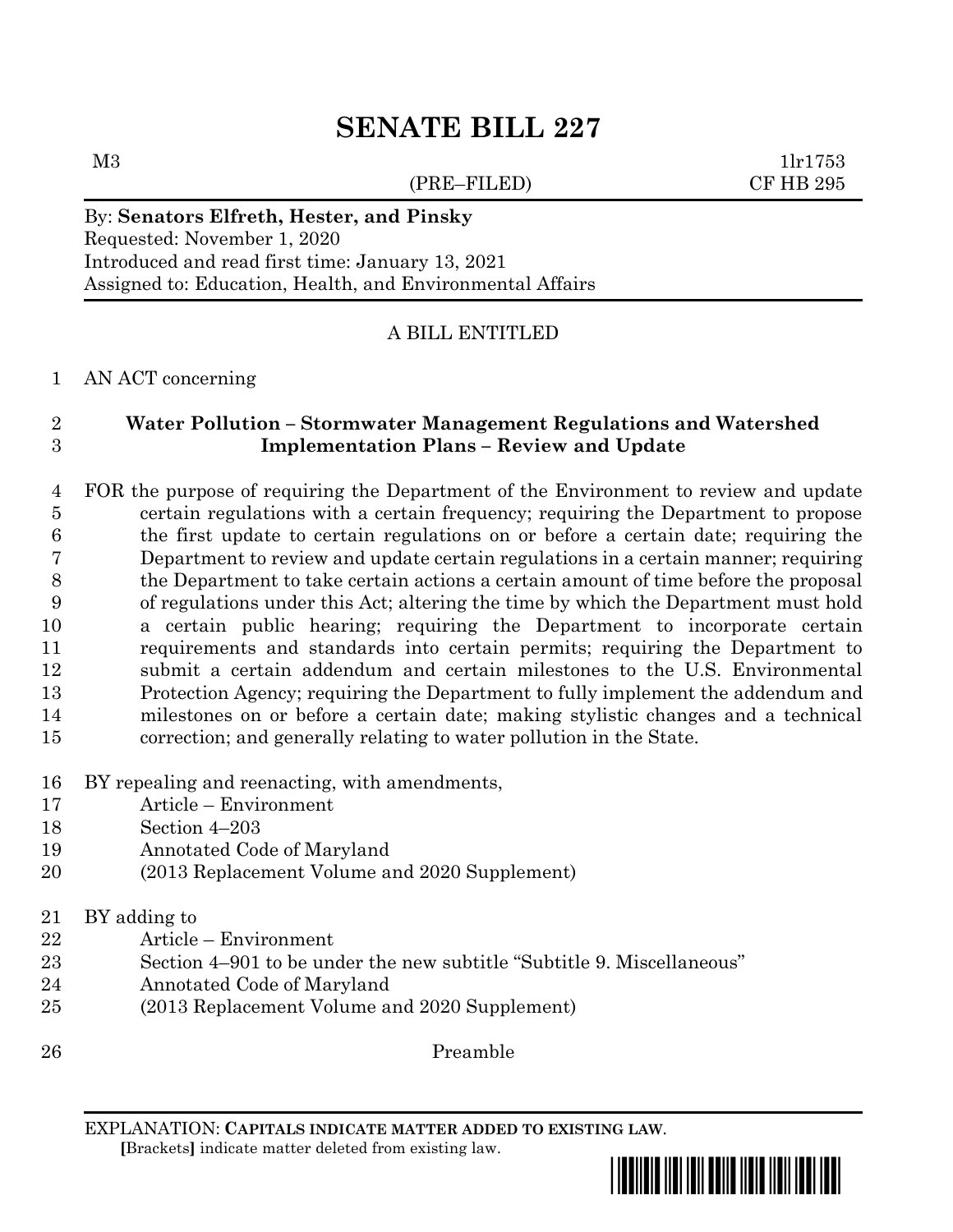# SENATE BILL 227

M3 (PRE–FILED) 1lr1753
CF HB 295

By: **Senators Elfreth, Hester, and Pinsky**
Requested: November 1, 2020
Introduced and read first time: January 13, 2021
Assigned to: Education, Health, and Environmental Affairs

A BILL ENTITLED

1 AN ACT concerning

2 **Water Pollution – Stormwater Management Regulations and Watershed**
3 **Implementation Plans – Review and Update**

4 FOR the purpose of requiring the Department of the Environment to review and update
5 certain regulations with a certain frequency; requiring the Department to propose
6 the first update to certain regulations on or before a certain date; requiring the
7 Department to review and update certain regulations in a certain manner; requiring
8 the Department to take certain actions a certain amount of time before the proposal
9 of regulations under this Act; altering the time by which the Department must hold
10 a certain public hearing; requiring the Department to incorporate certain
11 requirements and standards into certain permits; requiring the Department to
12 submit a certain addendum and certain milestones to the U.S. Environmental
13 Protection Agency; requiring the Department to fully implement the addendum and
14 milestones on or before a certain date; making stylistic changes and a technical
15 correction; and generally relating to water pollution in the State.

16 BY repealing and reenacting, with amendments,
17 Article – Environment
18 Section 4–203
19 Annotated Code of Maryland
20 (2013 Replacement Volume and 2020 Supplement)

21 BY adding to
22 Article – Environment
23 Section 4–901 to be under the new subtitle "Subtitle 9. Miscellaneous"
24 Annotated Code of Maryland
25 (2013 Replacement Volume and 2020 Supplement)

26 Preamble

EXPLANATION: **CAPITALS INDICATE MATTER ADDED TO EXISTING LAW.**
**[**Brackets**]** indicate matter deleted from existing law.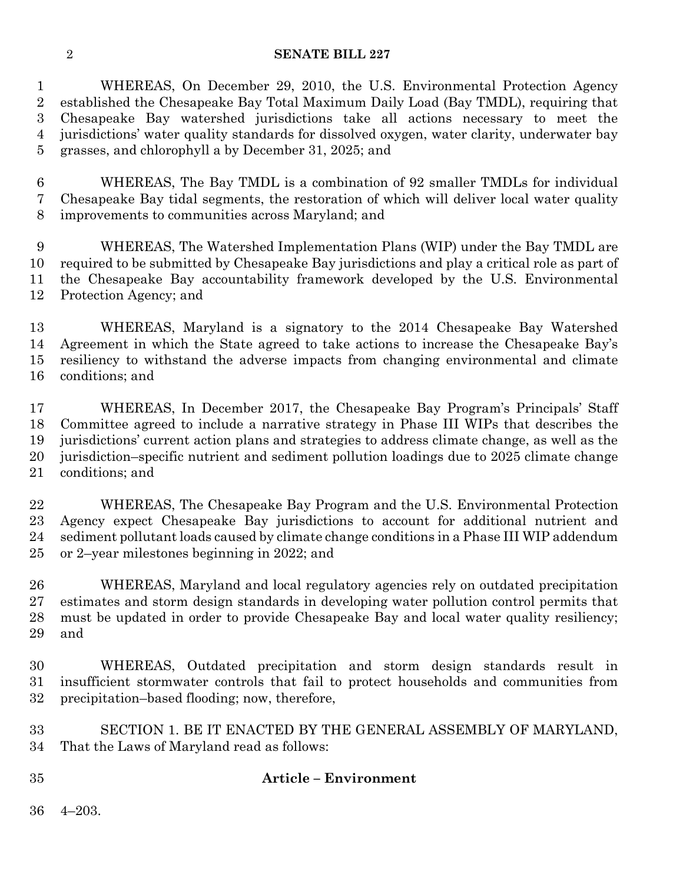WHEREAS, On December 29, 2010, the U.S. Environmental Protection Agency established the Chesapeake Bay Total Maximum Daily Load (Bay TMDL), requiring that Chesapeake Bay watershed jurisdictions take all actions necessary to meet the jurisdictions' water quality standards for dissolved oxygen, water clarity, underwater bay grasses, and chlorophyll a by December 31, 2025; and

WHEREAS, The Bay TMDL is a combination of 92 smaller TMDLs for individual Chesapeake Bay tidal segments, the restoration of which will deliver local water quality improvements to communities across Maryland; and

WHEREAS, The Watershed Implementation Plans (WIP) under the Bay TMDL are required to be submitted by Chesapeake Bay jurisdictions and play a critical role as part of the Chesapeake Bay accountability framework developed by the U.S. Environmental Protection Agency; and

WHEREAS, Maryland is a signatory to the 2014 Chesapeake Bay Watershed Agreement in which the State agreed to take actions to increase the Chesapeake Bay's resiliency to withstand the adverse impacts from changing environmental and climate conditions; and

WHEREAS, In December 2017, the Chesapeake Bay Program's Principals' Staff Committee agreed to include a narrative strategy in Phase III WIPs that describes the jurisdictions' current action plans and strategies to address climate change, as well as the jurisdiction–specific nutrient and sediment pollution loadings due to 2025 climate change conditions; and

WHEREAS, The Chesapeake Bay Program and the U.S. Environmental Protection Agency expect Chesapeake Bay jurisdictions to account for additional nutrient and sediment pollutant loads caused by climate change conditions in a Phase III WIP addendum or 2–year milestones beginning in 2022; and

WHEREAS, Maryland and local regulatory agencies rely on outdated precipitation estimates and storm design standards in developing water pollution control permits that must be updated in order to provide Chesapeake Bay and local water quality resiliency; and

WHEREAS, Outdated precipitation and storm design standards result in insufficient stormwater controls that fail to protect households and communities from precipitation–based flooding; now, therefore,

SECTION 1. BE IT ENACTED BY THE GENERAL ASSEMBLY OF MARYLAND, That the Laws of Maryland read as follows:

**Article – Environment**

4–203.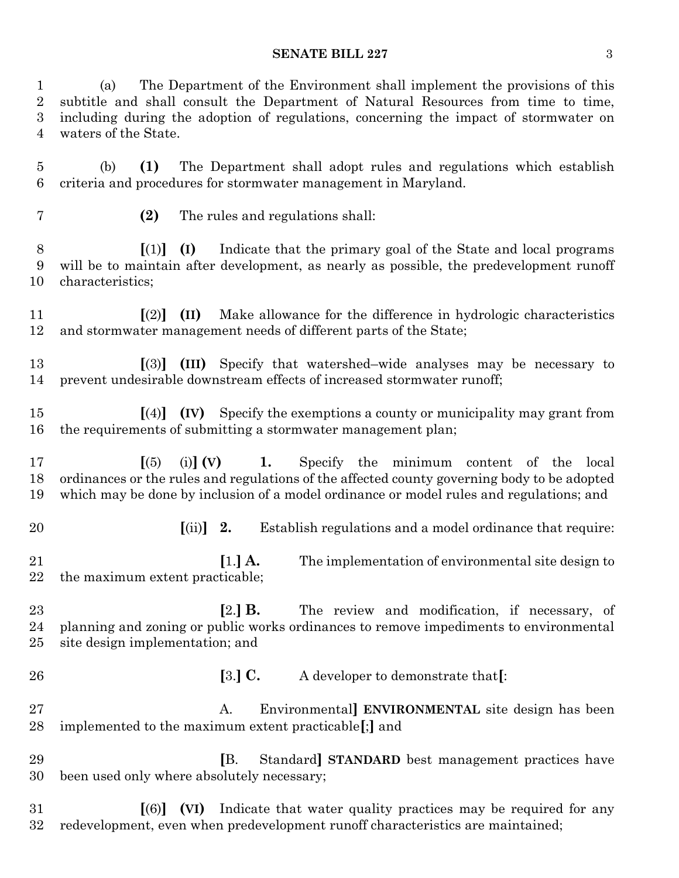(a) The Department of the Environment shall implement the provisions of this subtitle and shall consult the Department of Natural Resources from time to time, including during the adoption of regulations, concerning the impact of stormwater on waters of the State.

(b) **(1)** The Department shall adopt rules and regulations which establish criteria and procedures for stormwater management in Maryland.

**(2)** The rules and regulations shall:

**[**(1)**]** **(I)** Indicate that the primary goal of the State and local programs will be to maintain after development, as nearly as possible, the predevelopment runoff characteristics;

**[**(2)**]** **(II)** Make allowance for the difference in hydrologic characteristics and stormwater management needs of different parts of the State;

**[**(3)**]** **(III)** Specify that watershed–wide analyses may be necessary to prevent undesirable downstream effects of increased stormwater runoff;

**[**(4)**]** **(IV)** Specify the exemptions a county or municipality may grant from the requirements of submitting a stormwater management plan;

**[**(5) (i)**]** **(V)** **1.** Specify the minimum content of the local ordinances or the rules and regulations of the affected county governing body to be adopted which may be done by inclusion of a model ordinance or model rules and regulations; and

**[**(ii)**]** **2.** Establish regulations and a model ordinance that require:

**[**1.**]** **A.** The implementation of environmental site design to the maximum extent practicable;

**[**2.**]** **B.** The review and modification, if necessary, of planning and zoning or public works ordinances to remove impediments to environmental site design implementation; and

**[**3.**]** **C.** A developer to demonstrate that**[**:

A. Environmental**]** **ENVIRONMENTAL** site design has been implemented to the maximum extent practicable**[**;**]** and

**[**B. Standard**]** **STANDARD** best management practices have been used only where absolutely necessary;

**[**(6)**]** **(VI)** Indicate that water quality practices may be required for any redevelopment, even when predevelopment runoff characteristics are maintained;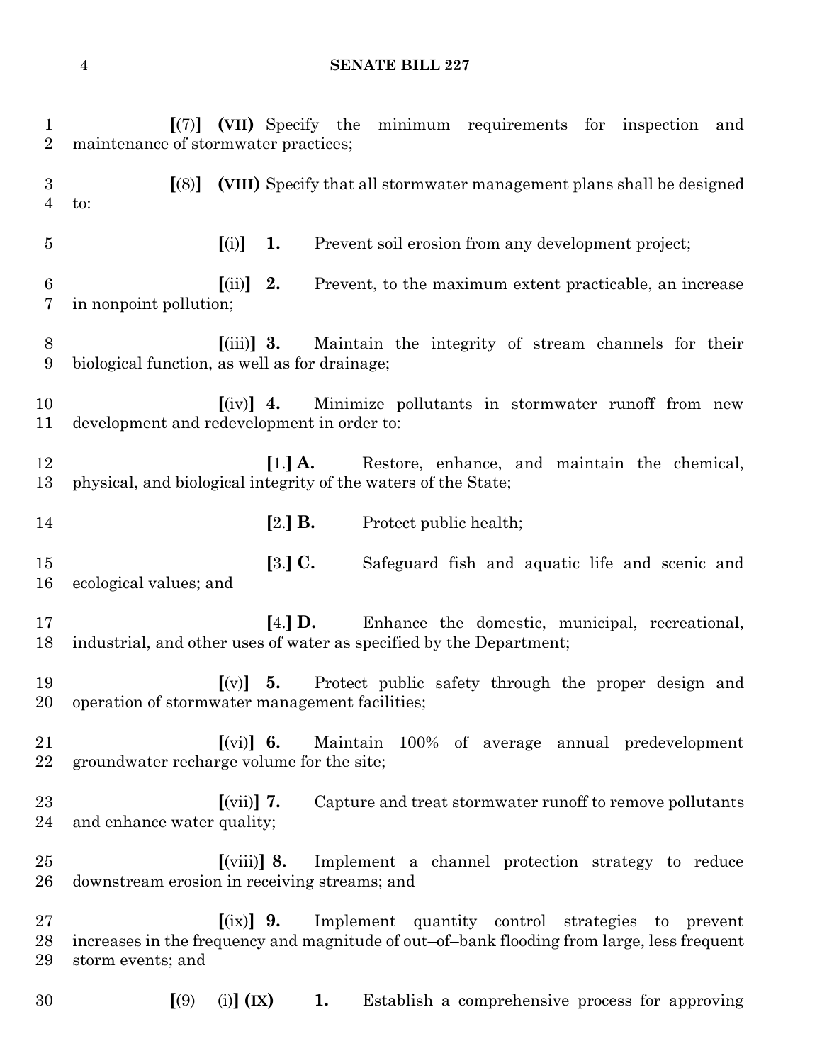[(7)] **(VII)** Specify the minimum requirements for inspection and maintenance of stormwater practices;

[(8)] **(VIII)** Specify that all stormwater management plans shall be designed to:

[(i)] **1.** Prevent soil erosion from any development project;

[(ii)] **2.** Prevent, to the maximum extent practicable, an increase in nonpoint pollution;

[(iii)] **3.** Maintain the integrity of stream channels for their biological function, as well as for drainage;

[(iv)] **4.** Minimize pollutants in stormwater runoff from new development and redevelopment in order to:

[1.] **A.** Restore, enhance, and maintain the chemical, physical, and biological integrity of the waters of the State;

[2.] **B.** Protect public health;

[3.] **C.** Safeguard fish and aquatic life and scenic and ecological values; and

[4.] **D.** Enhance the domestic, municipal, recreational, industrial, and other uses of water as specified by the Department;

[(v)] **5.** Protect public safety through the proper design and operation of stormwater management facilities;

[(vi)] **6.** Maintain 100% of average annual predevelopment groundwater recharge volume for the site;

[(vii)] **7.** Capture and treat stormwater runoff to remove pollutants and enhance water quality;

[(viii)] **8.** Implement a channel protection strategy to reduce downstream erosion in receiving streams; and

[(ix)] **9.** Implement quantity control strategies to prevent increases in the frequency and magnitude of out–of–bank flooding from large, less frequent storm events; and

[(9) (i)] **(IX) 1.** Establish a comprehensive process for approving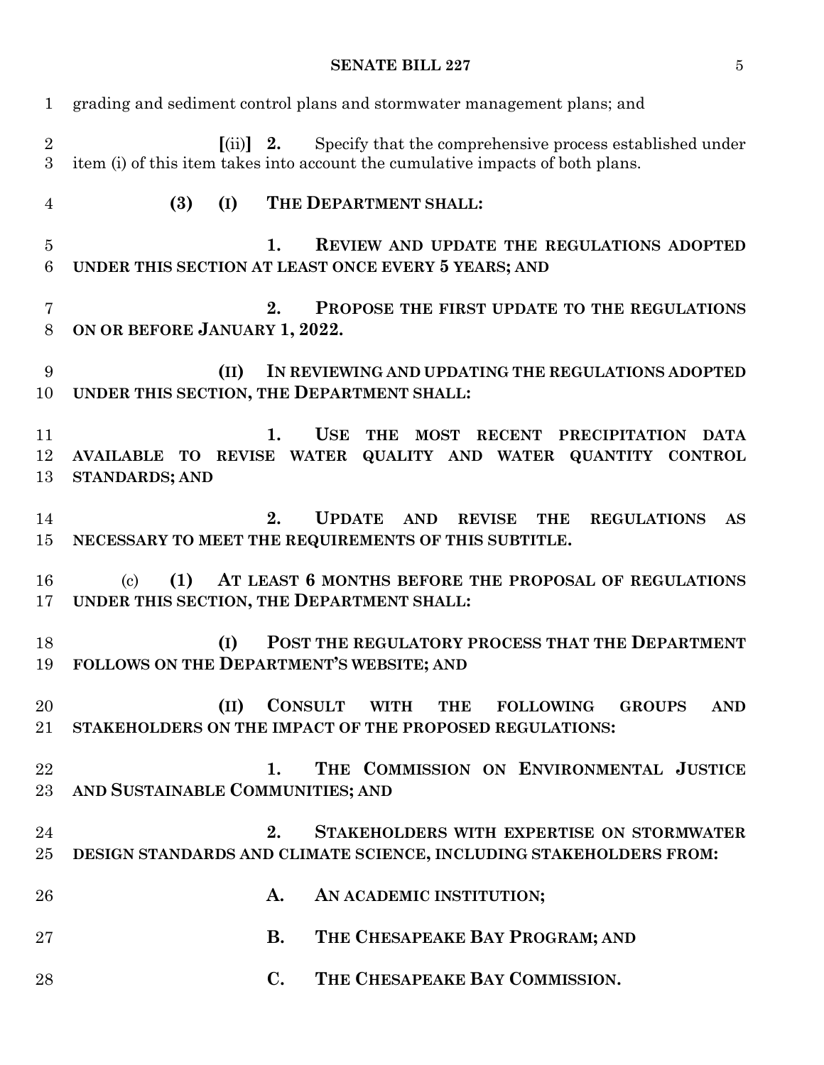grading and sediment control plans and stormwater management plans; and

[(ii)] **2.** Specify that the comprehensive process established under item (i) of this item takes into account the cumulative impacts of both plans.

**(3) (I) THE DEPARTMENT SHALL:**

**1. REVIEW AND UPDATE THE REGULATIONS ADOPTED UNDER THIS SECTION AT LEAST ONCE EVERY 5 YEARS; AND**

**2. PROPOSE THE FIRST UPDATE TO THE REGULATIONS ON OR BEFORE JANUARY 1, 2022.**

**(II) IN REVIEWING AND UPDATING THE REGULATIONS ADOPTED UNDER THIS SECTION, THE DEPARTMENT SHALL:**

**1. USE THE MOST RECENT PRECIPITATION DATA AVAILABLE TO REVISE WATER QUALITY AND WATER QUANTITY CONTROL STANDARDS; AND**

**2. UPDATE AND REVISE THE REGULATIONS AS NECESSARY TO MEET THE REQUIREMENTS OF THIS SUBTITLE.**

(c) **(1) AT LEAST 6 MONTHS BEFORE THE PROPOSAL OF REGULATIONS UNDER THIS SECTION, THE DEPARTMENT SHALL:**

**(I) POST THE REGULATORY PROCESS THAT THE DEPARTMENT FOLLOWS ON THE DEPARTMENT'S WEBSITE; AND**

**(II) CONSULT WITH THE FOLLOWING GROUPS AND STAKEHOLDERS ON THE IMPACT OF THE PROPOSED REGULATIONS:**

**1. THE COMMISSION ON ENVIRONMENTAL JUSTICE AND SUSTAINABLE COMMUNITIES; AND**

**2. STAKEHOLDERS WITH EXPERTISE ON STORMWATER DESIGN STANDARDS AND CLIMATE SCIENCE, INCLUDING STAKEHOLDERS FROM:**

**A. AN ACADEMIC INSTITUTION;**

**B. THE CHESAPEAKE BAY PROGRAM; AND**

**C. THE CHESAPEAKE BAY COMMISSION.**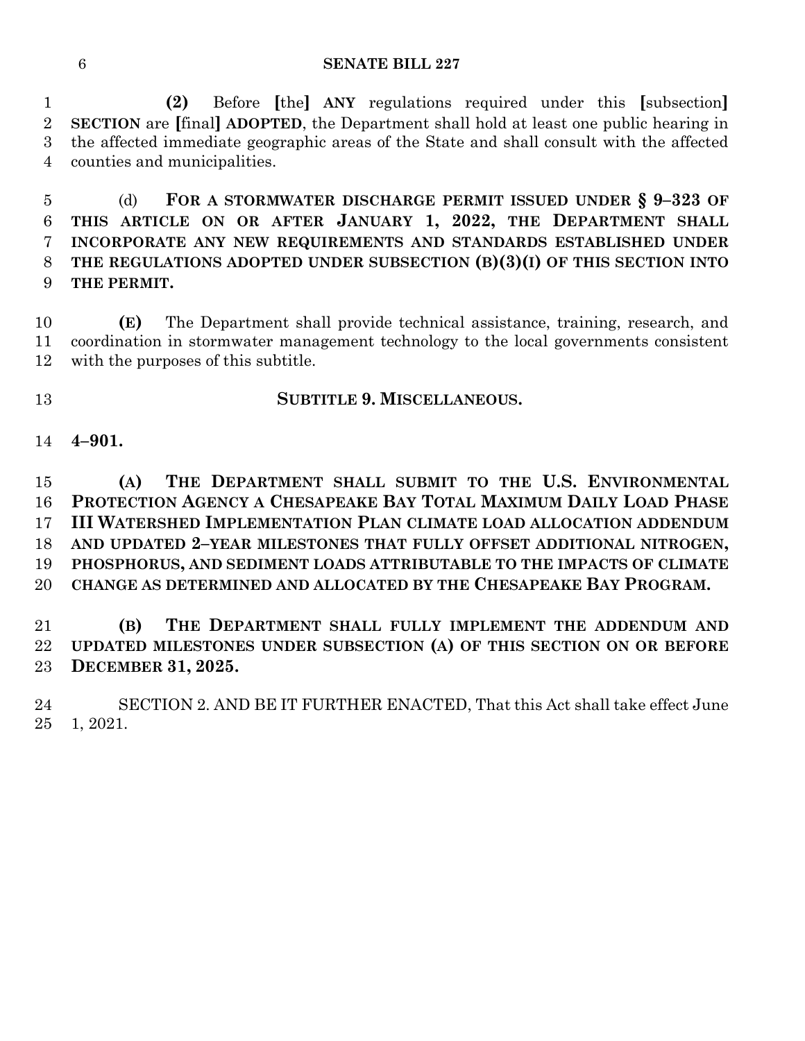**(2)** Before **[**the**]** **ANY** regulations required under this **[**subsection**]** **SECTION** are **[**final**]** **ADOPTED**, the Department shall hold at least one public hearing in the affected immediate geographic areas of the State and shall consult with the affected counties and municipalities.

(d) **FOR A STORMWATER DISCHARGE PERMIT ISSUED UNDER § 9–323 OF THIS ARTICLE ON OR AFTER JANUARY 1, 2022, THE DEPARTMENT SHALL INCORPORATE ANY NEW REQUIREMENTS AND STANDARDS ESTABLISHED UNDER THE REGULATIONS ADOPTED UNDER SUBSECTION (B)(3)(I) OF THIS SECTION INTO THE PERMIT.**

**(E)** The Department shall provide technical assistance, training, research, and coordination in stormwater management technology to the local governments consistent with the purposes of this subtitle.

## SUBTITLE 9. MISCELLANEOUS.

**4–901.**

**(A) THE DEPARTMENT SHALL SUBMIT TO THE U.S. ENVIRONMENTAL PROTECTION AGENCY A CHESAPEAKE BAY TOTAL MAXIMUM DAILY LOAD PHASE III WATERSHED IMPLEMENTATION PLAN CLIMATE LOAD ALLOCATION ADDENDUM AND UPDATED 2–YEAR MILESTONES THAT FULLY OFFSET ADDITIONAL NITROGEN, PHOSPHORUS, AND SEDIMENT LOADS ATTRIBUTABLE TO THE IMPACTS OF CLIMATE CHANGE AS DETERMINED AND ALLOCATED BY THE CHESAPEAKE BAY PROGRAM.**

**(B) THE DEPARTMENT SHALL FULLY IMPLEMENT THE ADDENDUM AND UPDATED MILESTONES UNDER SUBSECTION (A) OF THIS SECTION ON OR BEFORE DECEMBER 31, 2025.**

SECTION 2. AND BE IT FURTHER ENACTED, That this Act shall take effect June 1, 2021.